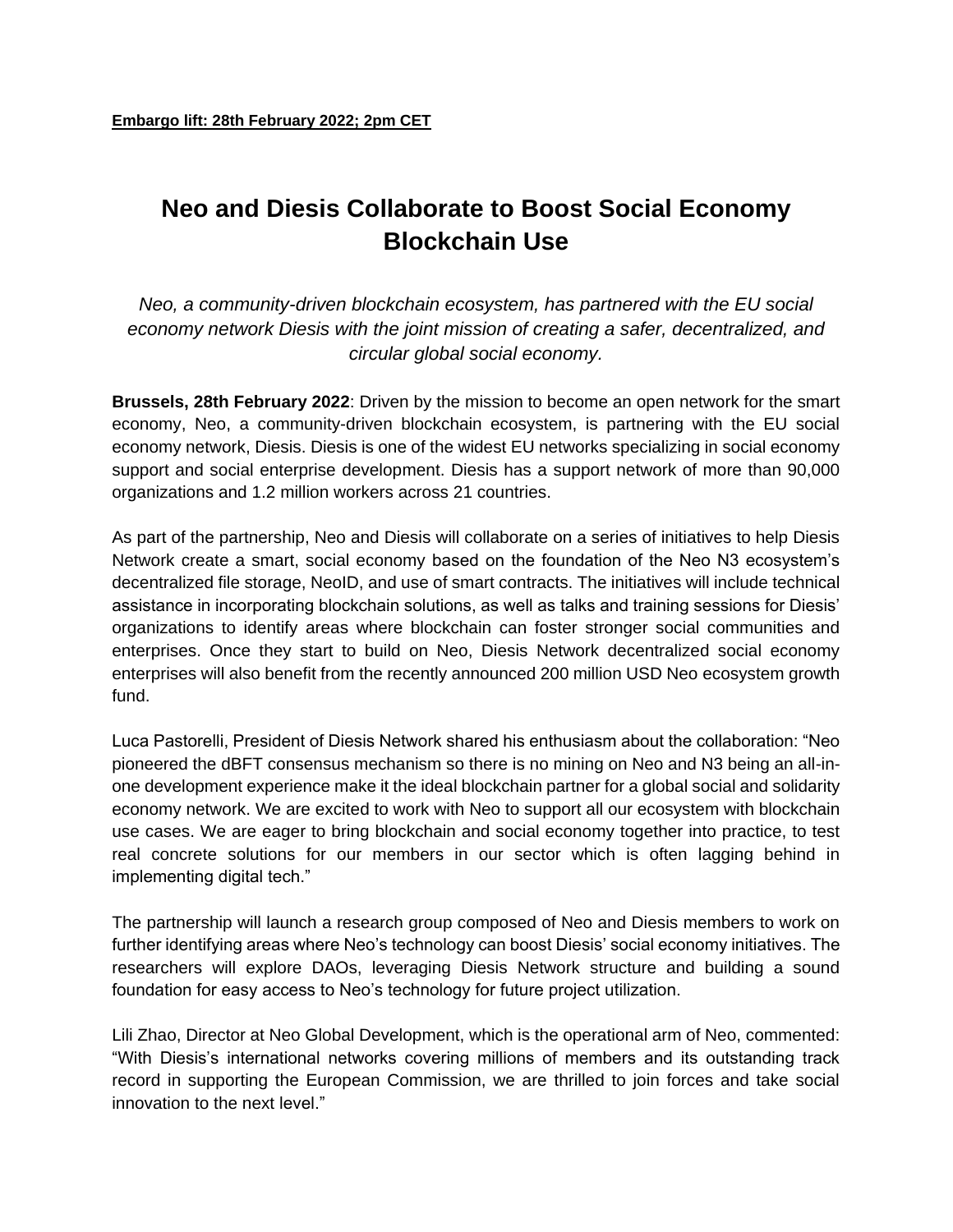**Embargo lift: 28th February 2022; 2pm CET**

# Neo and Diesis Collaborate to Boost Social Economy Blockchain Use

*Neo, a community-driven blockchain ecosystem, has partnered with the EU social economy network Diesis with the joint mission of creating a safer, decentralized, and circular global social economy.*

**Brussels, 28th February 2022**: Driven by the mission to become an open network for the smart economy, Neo, a community-driven blockchain ecosystem, is partnering with the EU social economy network, Diesis. Diesis is one of the widest EU networks specializing in social economy support and social enterprise development. Diesis has a support network of more than 90,000 organizations and 1.2 million workers across 21 countries.

As part of the partnership, Neo and Diesis will collaborate on a series of initiatives to help Diesis Network create a smart, social economy based on the foundation of the Neo N3 ecosystem's decentralized file storage, NeoID, and use of smart contracts. The initiatives will include technical assistance in incorporating blockchain solutions, as well as talks and training sessions for Diesis' organizations to identify areas where blockchain can foster stronger social communities and enterprises. Once they start to build on Neo, Diesis Network decentralized social economy enterprises will also benefit from the recently announced 200 million USD Neo ecosystem growth fund.

Luca Pastorelli, President of Diesis Network shared his enthusiasm about the collaboration: "Neo pioneered the dBFT consensus mechanism so there is no mining on Neo and N3 being an all-in-one development experience make it the ideal blockchain partner for a global social and solidarity economy network. We are excited to work with Neo to support all our ecosystem with blockchain use cases. We are eager to bring blockchain and social economy together into practice, to test real concrete solutions for our members in our sector which is often lagging behind in implementing digital tech."

The partnership will launch a research group composed of Neo and Diesis members to work on further identifying areas where Neo's technology can boost Diesis' social economy initiatives. The researchers will explore DAOs, leveraging Diesis Network structure and building a sound foundation for easy access to Neo's technology for future project utilization.

Lili Zhao, Director at Neo Global Development, which is the operational arm of Neo, commented: "With Diesis's international networks covering millions of members and its outstanding track record in supporting the European Commission, we are thrilled to join forces and take social innovation to the next level."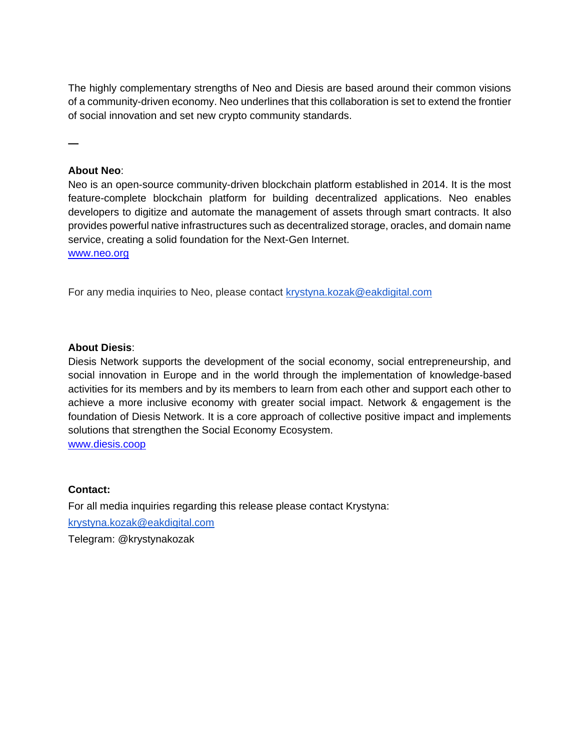The highly complementary strengths of Neo and Diesis are based around their common visions of a community-driven economy. Neo underlines that this collaboration is set to extend the frontier of social innovation and set new crypto community standards.

—

**About Neo**:

Neo is an open-source community-driven blockchain platform established in 2014. It is the most feature-complete blockchain platform for building decentralized applications. Neo enables developers to digitize and automate the management of assets through smart contracts. It also provides powerful native infrastructures such as decentralized storage, oracles, and domain name service, creating a solid foundation for the Next-Gen Internet.

[www.neo.org](http://www.neo.org)

For any media inquiries to Neo, please contact [krystyna.kozak@eakdigital.com](mailto:krystyna.kozak@eakdigital.com)

**About Diesis**:

Diesis Network supports the development of the social economy, social entrepreneurship, and social innovation in Europe and in the world through the implementation of knowledge-based activities for its members and by its members to learn from each other and support each other to achieve a more inclusive economy with greater social impact. Network & engagement is the foundation of Diesis Network. It is a core approach of collective positive impact and implements solutions that strengthen the Social Economy Ecosystem.

[www.diesis.coop](http://www.diesis.coop)

**Contact:**

For all media inquiries regarding this release please contact Krystyna:

[krystyna.kozak@eakdigital.com](mailto:krystyna.kozak@eakdigital.com)

Telegram: @krystynakozak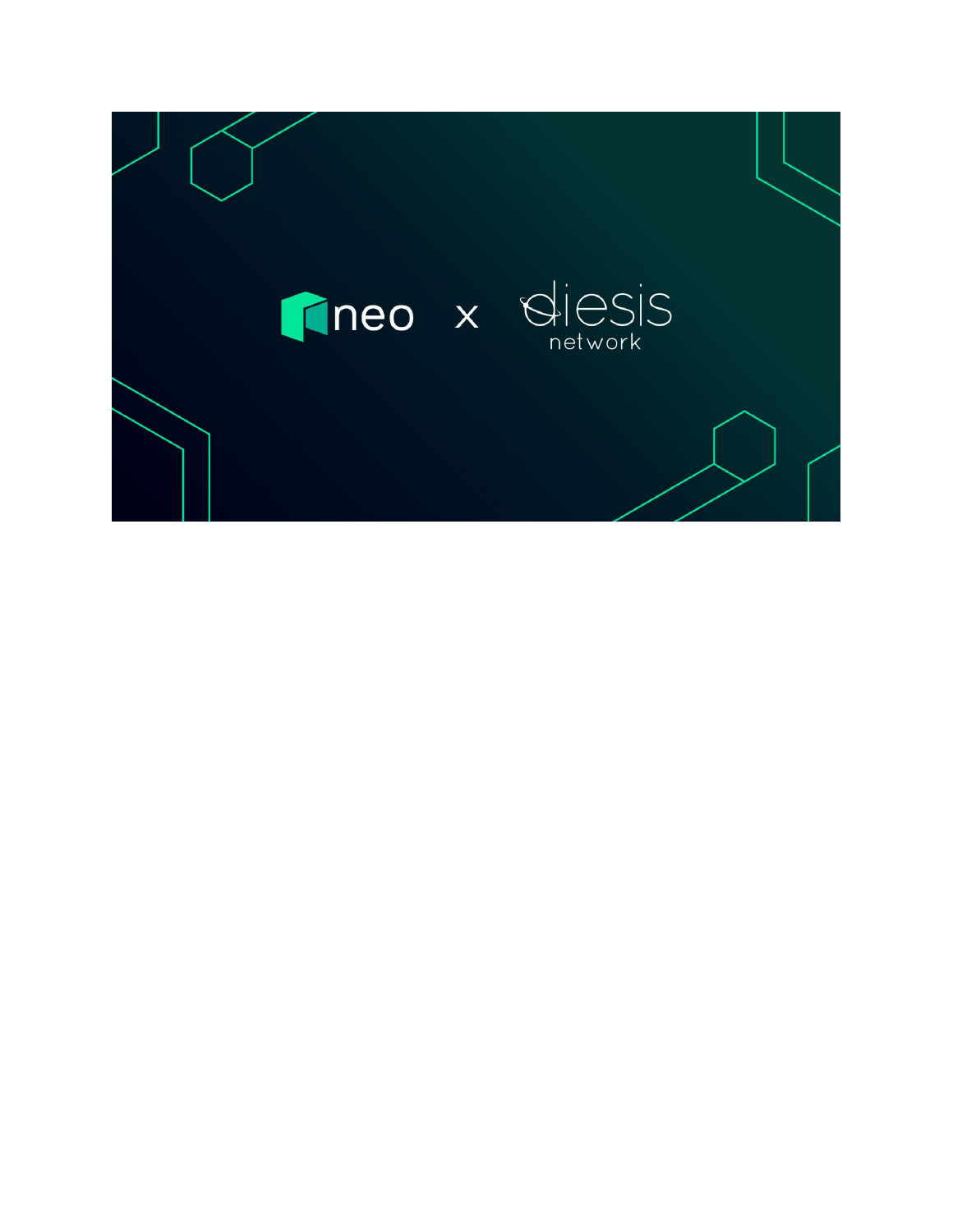neo x diesis network